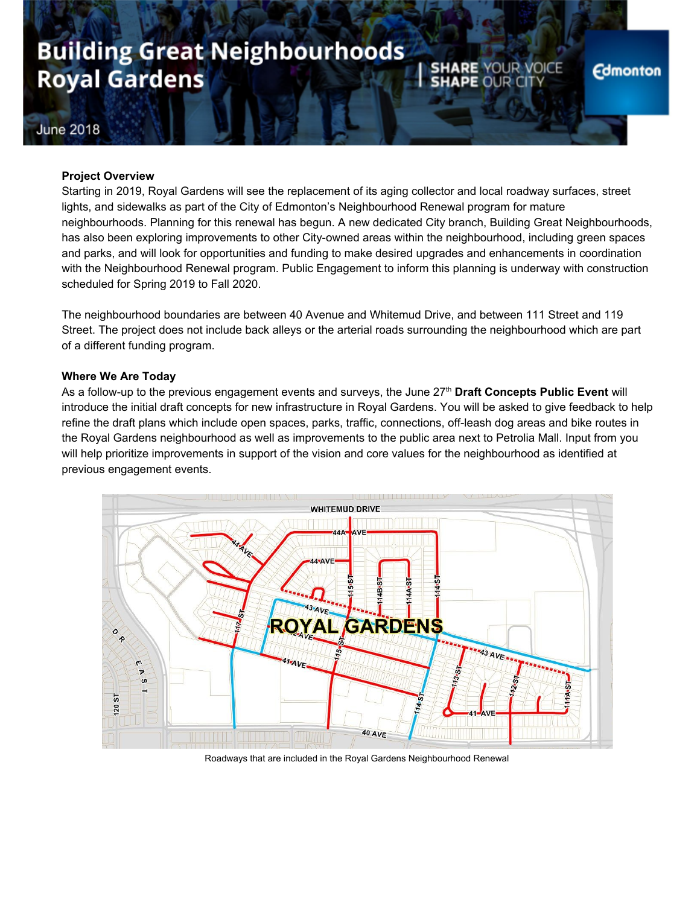# Building Great Neighbourhoods Royal Gardens

SHARE YOUR VOICE SHAPE OUR CITY

June 2018

**Project Overview**

Starting in 2019, Royal Gardens will see the replacement of its aging collector and local roadway surfaces, street lights, and sidewalks as part of the City of Edmonton's Neighbourhood Renewal program for mature neighbourhoods. Planning for this renewal has begun. A new dedicated City branch, Building Great Neighbourhoods, has also been exploring improvements to other City-owned areas within the neighbourhood, including green spaces and parks, and will look for opportunities and funding to make desired upgrades and enhancements in coordination with the Neighbourhood Renewal program. Public Engagement to inform this planning is underway with construction scheduled for Spring 2019 to Fall 2020.

The neighbourhood boundaries are between 40 Avenue and Whitemud Drive, and between 111 Street and 119 Street. The project does not include back alleys or the arterial roads surrounding the neighbourhood which are part of a different funding program.

**Where We Are Today**

As a follow-up to the previous engagement events and surveys, the June 27th **Draft Concepts Public Event** will introduce the initial draft concepts for new infrastructure in Royal Gardens. You will be asked to give feedback to help refine the draft plans which include open spaces, parks, traffic, connections, off-leash dog areas and bike routes in the Royal Gardens neighbourhood as well as improvements to the public area next to Petrolia Mall. Input from you will help prioritize improvements in support of the vision and core values for the neighbourhood as identified at previous engagement events.

Roadways that are included in the Royal Gardens Neighbourhood Renewal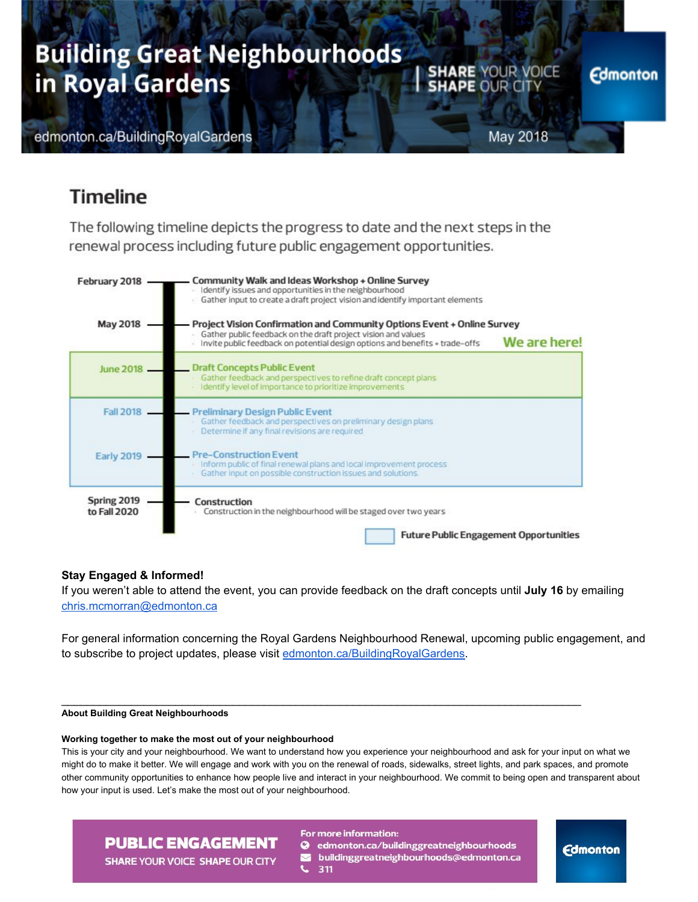# Building Great Neighbourhoods in Royal Gardens

SHARE YOUR VOICE SHAPE OUR CITY

Edmonton

edmonton.ca/BuildingRoyalGardens

May 2018

## Timeline

The following timeline depicts the progress to date and the next steps in the renewal process including future public engagement opportunities.

**February 2018** — **Community Walk and Ideas Workshop + Online Survey**
- Identify issues and opportunities in the neighbourhood
- Gather input to create a draft project vision and identify important elements

**May 2018** — **Project Vision Confirmation and Community Options Event + Online Survey** — **We are here!**
- Gather public feedback on the draft project vision and values
- Invite public feedback on potential design options and benefits + trade-offs

**June 2018** — **Draft Concepts Public Event**
- Gather feedback and perspectives to refine draft concept plans
- Identify level of importance to prioritize improvements

**Fall 2018** — **Preliminary Design Public Event**
- Gather feedback and perspectives on preliminary design plans
- Determine if any final revisions are required

**Early 2019** — **Pre-Construction Event**
- Inform public of final renewal plans and local improvement process
- Gather input on possible construction issues and solutions.

**Spring 2019 to Fall 2020** — **Construction**
- Construction in the neighbourhood will be staged over two years

Future Public Engagement Opportunities

**Stay Engaged & Informed!**
If you weren't able to attend the event, you can provide feedback on the draft concepts until **July 16** by emailing chris.mcmorran@edmonton.ca

For general information concerning the Royal Gardens Neighbourhood Renewal, upcoming public engagement, and to subscribe to project updates, please visit edmonton.ca/BuildingRoyalGardens.

---

**About Building Great Neighbourhoods**

**Working together to make the most out of your neighbourhood**
This is your city and your neighbourhood. We want to understand how you experience your neighbourhood and ask for your input on what we might do to make it better. We will engage and work with you on the renewal of roads, sidewalks, street lights, and park spaces, and promote other community opportunities to enhance how people live and interact in your neighbourhood. We commit to being open and transparent about how your input is used. Let's make the most out of your neighbourhood.

**PUBLIC ENGAGEMENT**
SHARE YOUR VOICE SHAPE OUR CITY

For more information:
- edmonton.ca/buildinggreatneighbourhoods
- buildinggreatneighbourhoods@edmonton.ca
- 311

Edmonton